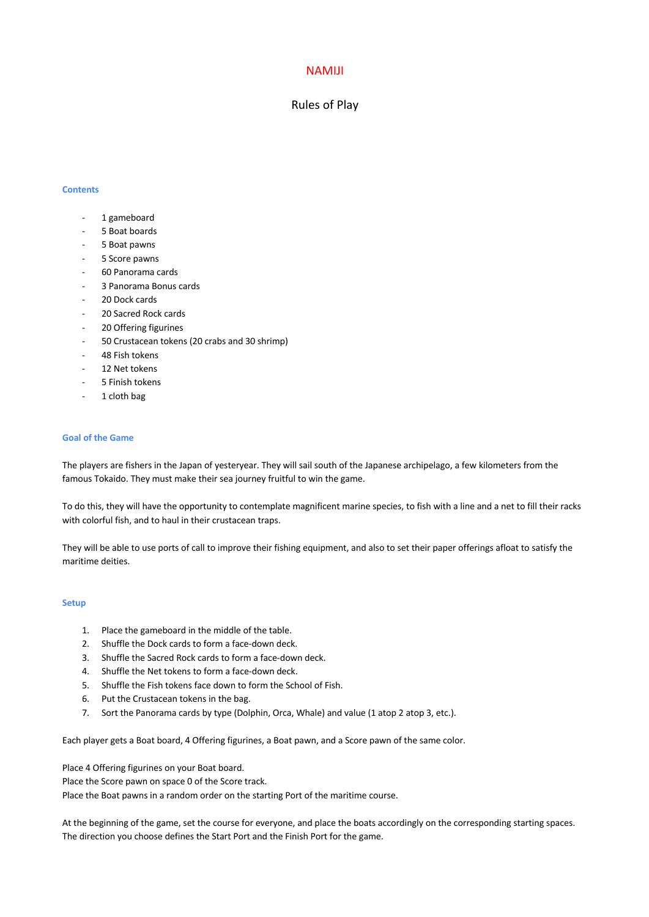# NAMIJI

## Rules of Play

### Contents

- 1 gameboard
- 5 Boat boards
- 5 Boat pawns
- 5 Score pawns
- 60 Panorama cards
- 3 Panorama Bonus cards
- 20 Dock cards
- 20 Sacred Rock cards
- 20 Offering figurines
- 50 Crustacean tokens (20 crabs and 30 shrimp)
- 48 Fish tokens
- 12 Net tokens
- 5 Finish tokens
- 1 cloth bag

### Goal of the Game

The players are fishers in the Japan of yesteryear. They will sail south of the Japanese archipelago, a few kilometers from the famous Tokaido. They must make their sea journey fruitful to win the game.

To do this, they will have the opportunity to contemplate magnificent marine species, to fish with a line and a net to fill their racks with colorful fish, and to haul in their crustacean traps.

They will be able to use ports of call to improve their fishing equipment, and also to set their paper offerings afloat to satisfy the maritime deities.

### Setup

1. Place the gameboard in the middle of the table.
2. Shuffle the Dock cards to form a face-down deck.
3. Shuffle the Sacred Rock cards to form a face-down deck.
4. Shuffle the Net tokens to form a face-down deck.
5. Shuffle the Fish tokens face down to form the School of Fish.
6. Put the Crustacean tokens in the bag.
7. Sort the Panorama cards by type (Dolphin, Orca, Whale) and value (1 atop 2 atop 3, etc.).

Each player gets a Boat board, 4 Offering figurines, a Boat pawn, and a Score pawn of the same color.

Place 4 Offering figurines on your Boat board.
Place the Score pawn on space 0 of the Score track.
Place the Boat pawns in a random order on the starting Port of the maritime course.

At the beginning of the game, set the course for everyone, and place the boats accordingly on the corresponding starting spaces. The direction you choose defines the Start Port and the Finish Port for the game.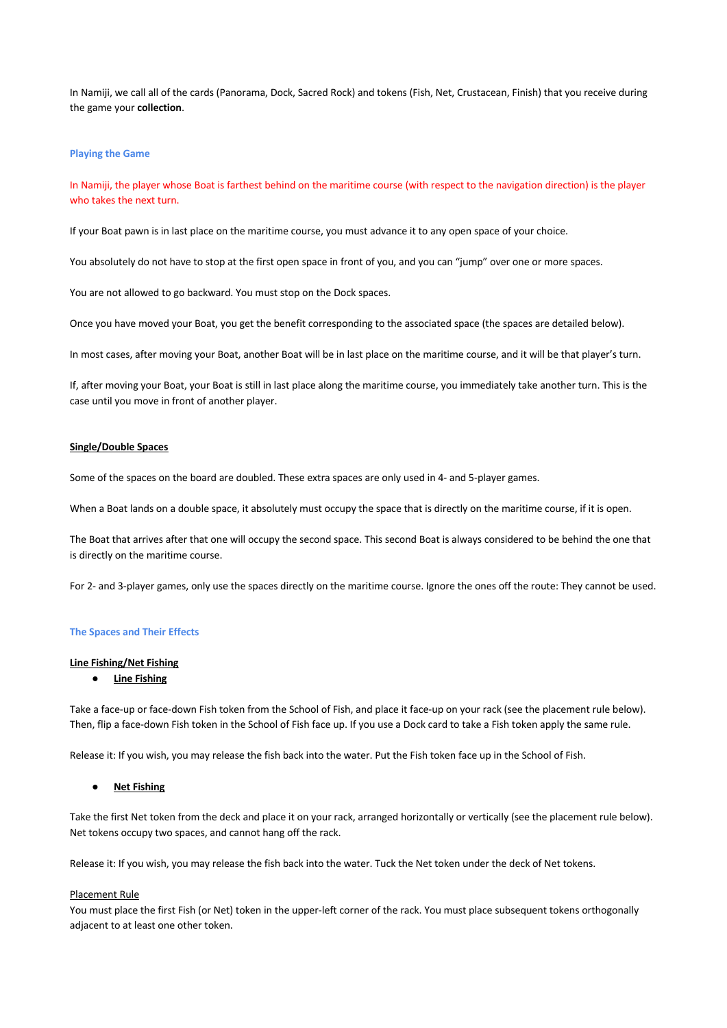In Namiji, we call all of the cards (Panorama, Dock, Sacred Rock) and tokens (Fish, Net, Crustacean, Finish) that you receive during the game your **collection**.

## Playing the Game

In Namiji, the player whose Boat is farthest behind on the maritime course (with respect to the navigation direction) is the player who takes the next turn.

If your Boat pawn is in last place on the maritime course, you must advance it to any open space of your choice.

You absolutely do not have to stop at the first open space in front of you, and you can "jump" over one or more spaces.

You are not allowed to go backward. You must stop on the Dock spaces.

Once you have moved your Boat, you get the benefit corresponding to the associated space (the spaces are detailed below).

In most cases, after moving your Boat, another Boat will be in last place on the maritime course, and it will be that player's turn.

If, after moving your Boat, your Boat is still in last place along the maritime course, you immediately take another turn. This is the case until you move in front of another player.

### Single/Double Spaces

Some of the spaces on the board are doubled. These extra spaces are only used in 4- and 5-player games.

When a Boat lands on a double space, it absolutely must occupy the space that is directly on the maritime course, if it is open.

The Boat that arrives after that one will occupy the second space. This second Boat is always considered to be behind the one that is directly on the maritime course.

For 2- and 3-player games, only use the spaces directly on the maritime course. Ignore the ones off the route: They cannot be used.

## The Spaces and Their Effects

### Line Fishing/Net Fishing

- **Line Fishing**

Take a face-up or face-down Fish token from the School of Fish, and place it face-up on your rack (see the placement rule below). Then, flip a face-down Fish token in the School of Fish face up. If you use a Dock card to take a Fish token apply the same rule.

Release it: If you wish, you may release the fish back into the water. Put the Fish token face up in the School of Fish.

- **Net Fishing**

Take the first Net token from the deck and place it on your rack, arranged horizontally or vertically (see the placement rule below). Net tokens occupy two spaces, and cannot hang off the rack.

Release it: If you wish, you may release the fish back into the water. Tuck the Net token under the deck of Net tokens.

#### Placement Rule

You must place the first Fish (or Net) token in the upper-left corner of the rack. You must place subsequent tokens orthogonally adjacent to at least one other token.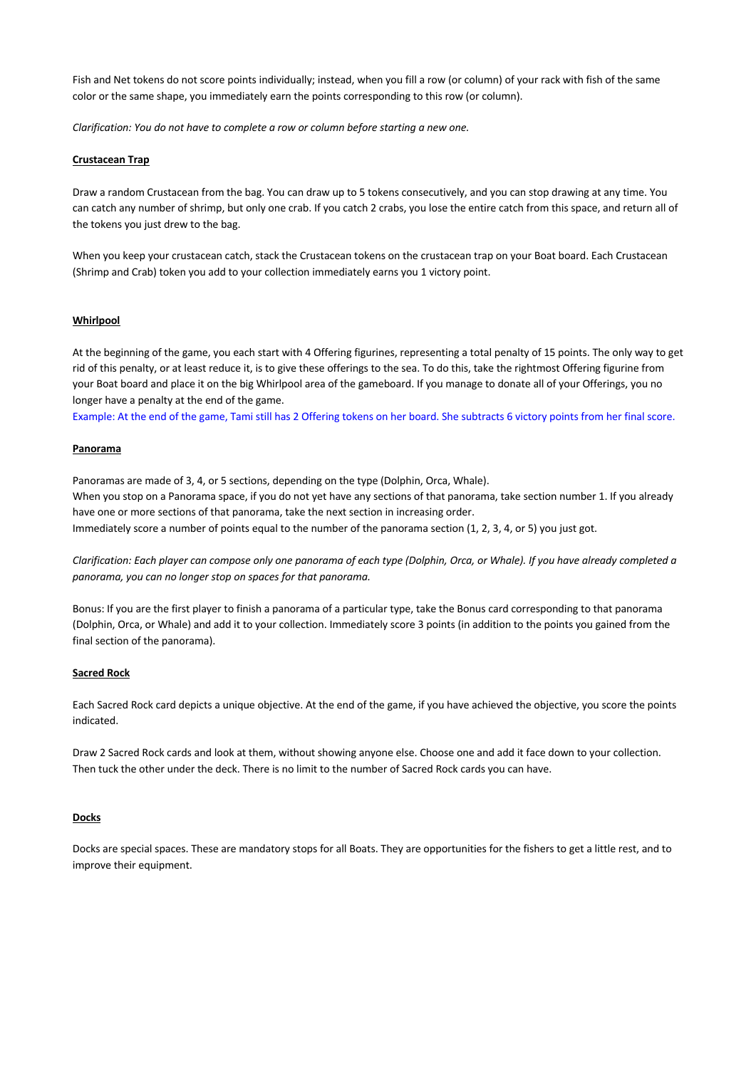Fish and Net tokens do not score points individually; instead, when you fill a row (or column) of your rack with fish of the same color or the same shape, you immediately earn the points corresponding to this row (or column).

*Clarification: You do not have to complete a row or column before starting a new one.*

## Crustacean Trap

Draw a random Crustacean from the bag. You can draw up to 5 tokens consecutively, and you can stop drawing at any time. You can catch any number of shrimp, but only one crab. If you catch 2 crabs, you lose the entire catch from this space, and return all of the tokens you just drew to the bag.

When you keep your crustacean catch, stack the Crustacean tokens on the crustacean trap on your Boat board. Each Crustacean (Shrimp and Crab) token you add to your collection immediately earns you 1 victory point.

## Whirlpool

At the beginning of the game, you each start with 4 Offering figurines, representing a total penalty of 15 points. The only way to get rid of this penalty, or at least reduce it, is to give these offerings to the sea. To do this, take the rightmost Offering figurine from your Boat board and place it on the big Whirlpool area of the gameboard. If you manage to donate all of your Offerings, you no longer have a penalty at the end of the game.

Example: At the end of the game, Tami still has 2 Offering tokens on her board. She subtracts 6 victory points from her final score.

## Panorama

Panoramas are made of 3, 4, or 5 sections, depending on the type (Dolphin, Orca, Whale).
When you stop on a Panorama space, if you do not yet have any sections of that panorama, take section number 1. If you already have one or more sections of that panorama, take the next section in increasing order.
Immediately score a number of points equal to the number of the panorama section (1, 2, 3, 4, or 5) you just got.

*Clarification: Each player can compose only one panorama of each type (Dolphin, Orca, or Whale). If you have already completed a panorama, you can no longer stop on spaces for that panorama.*

Bonus: If you are the first player to finish a panorama of a particular type, take the Bonus card corresponding to that panorama (Dolphin, Orca, or Whale) and add it to your collection. Immediately score 3 points (in addition to the points you gained from the final section of the panorama).

## Sacred Rock

Each Sacred Rock card depicts a unique objective. At the end of the game, if you have achieved the objective, you score the points indicated.

Draw 2 Sacred Rock cards and look at them, without showing anyone else. Choose one and add it face down to your collection. Then tuck the other under the deck. There is no limit to the number of Sacred Rock cards you can have.

## Docks

Docks are special spaces. These are mandatory stops for all Boats. They are opportunities for the fishers to get a little rest, and to improve their equipment.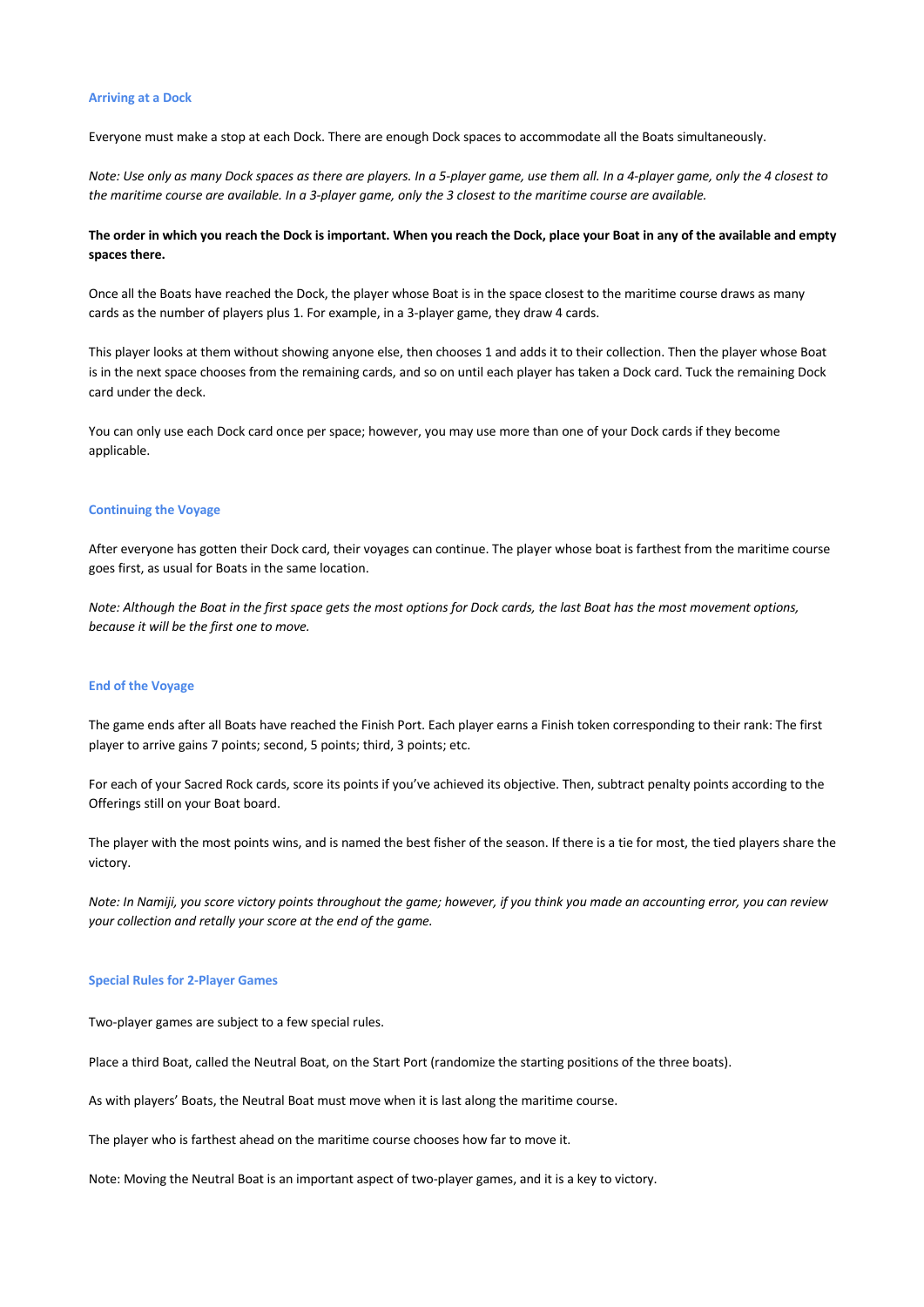### Arriving at a Dock

Everyone must make a stop at each Dock. There are enough Dock spaces to accommodate all the Boats simultaneously.

*Note: Use only as many Dock spaces as there are players. In a 5-player game, use them all. In a 4-player game, only the 4 closest to the maritime course are available. In a 3-player game, only the 3 closest to the maritime course are available.*

**The order in which you reach the Dock is important. When you reach the Dock, place your Boat in any of the available and empty spaces there.**

Once all the Boats have reached the Dock, the player whose Boat is in the space closest to the maritime course draws as many cards as the number of players plus 1. For example, in a 3-player game, they draw 4 cards.

This player looks at them without showing anyone else, then chooses 1 and adds it to their collection. Then the player whose Boat is in the next space chooses from the remaining cards, and so on until each player has taken a Dock card. Tuck the remaining Dock card under the deck.

You can only use each Dock card once per space; however, you may use more than one of your Dock cards if they become applicable.

### Continuing the Voyage

After everyone has gotten their Dock card, their voyages can continue. The player whose boat is farthest from the maritime course goes first, as usual for Boats in the same location.

*Note: Although the Boat in the first space gets the most options for Dock cards, the last Boat has the most movement options, because it will be the first one to move.*

### End of the Voyage

The game ends after all Boats have reached the Finish Port. Each player earns a Finish token corresponding to their rank: The first player to arrive gains 7 points; second, 5 points; third, 3 points; etc.

For each of your Sacred Rock cards, score its points if you've achieved its objective. Then, subtract penalty points according to the Offerings still on your Boat board.

The player with the most points wins, and is named the best fisher of the season. If there is a tie for most, the tied players share the victory.

*Note: In Namiji, you score victory points throughout the game; however, if you think you made an accounting error, you can review your collection and retally your score at the end of the game.*

### Special Rules for 2-Player Games

Two-player games are subject to a few special rules.

Place a third Boat, called the Neutral Boat, on the Start Port (randomize the starting positions of the three boats).

As with players' Boats, the Neutral Boat must move when it is last along the maritime course.

The player who is farthest ahead on the maritime course chooses how far to move it.

Note: Moving the Neutral Boat is an important aspect of two-player games, and it is a key to victory.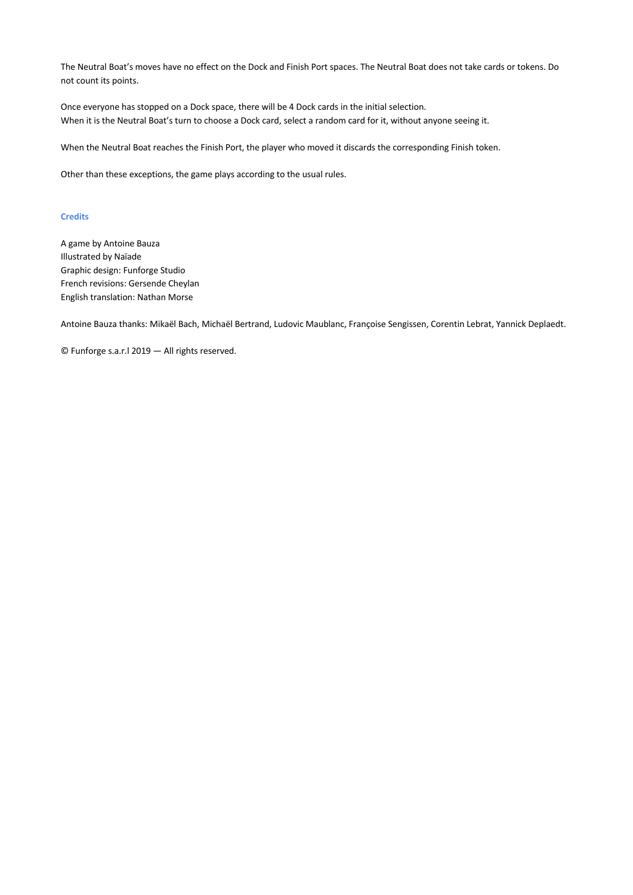The Neutral Boat's moves have no effect on the Dock and Finish Port spaces. The Neutral Boat does not take cards or tokens. Do not count its points.

Once everyone has stopped on a Dock space, there will be 4 Dock cards in the initial selection.
When it is the Neutral Boat's turn to choose a Dock card, select a random card for it, without anyone seeing it.

When the Neutral Boat reaches the Finish Port, the player who moved it discards the corresponding Finish token.

Other than these exceptions, the game plays according to the usual rules.

### Credits

A game by Antoine Bauza
Illustrated by Naïade
Graphic design: Funforge Studio
French revisions: Gersende Cheylan
English translation: Nathan Morse

Antoine Bauza thanks: Mikaël Bach, Michaël Bertrand, Ludovic Maublanc, Françoise Sengissen, Corentin Lebrat, Yannick Deplaedt.

© Funforge s.a.r.l 2019 — All rights reserved.